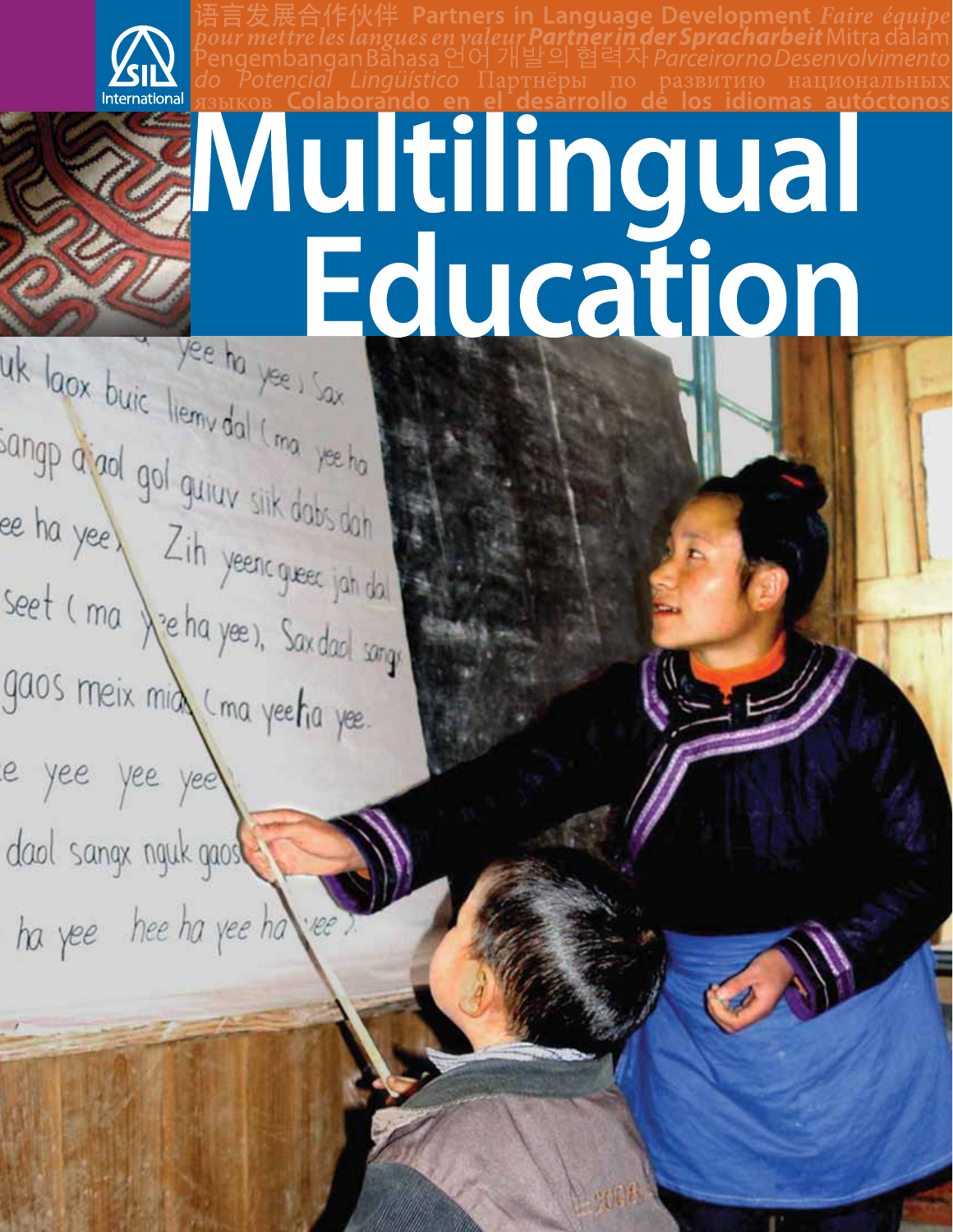SIL International

语言发展合作伙伴 Partners in Language Development *Faire équipe pour mettre les langues en valeur* ***Partner in der Spracharbeit*** Mitra dalam Pengembangan Bahasa 언어 개발의 협력자 *Parceiror no Desenvolvimento do Potencial Lingüístico* Партнёры по развитию национальных языков **Colaborando en el desarrollo de los idiomas autóctonos**

# Multilingual Education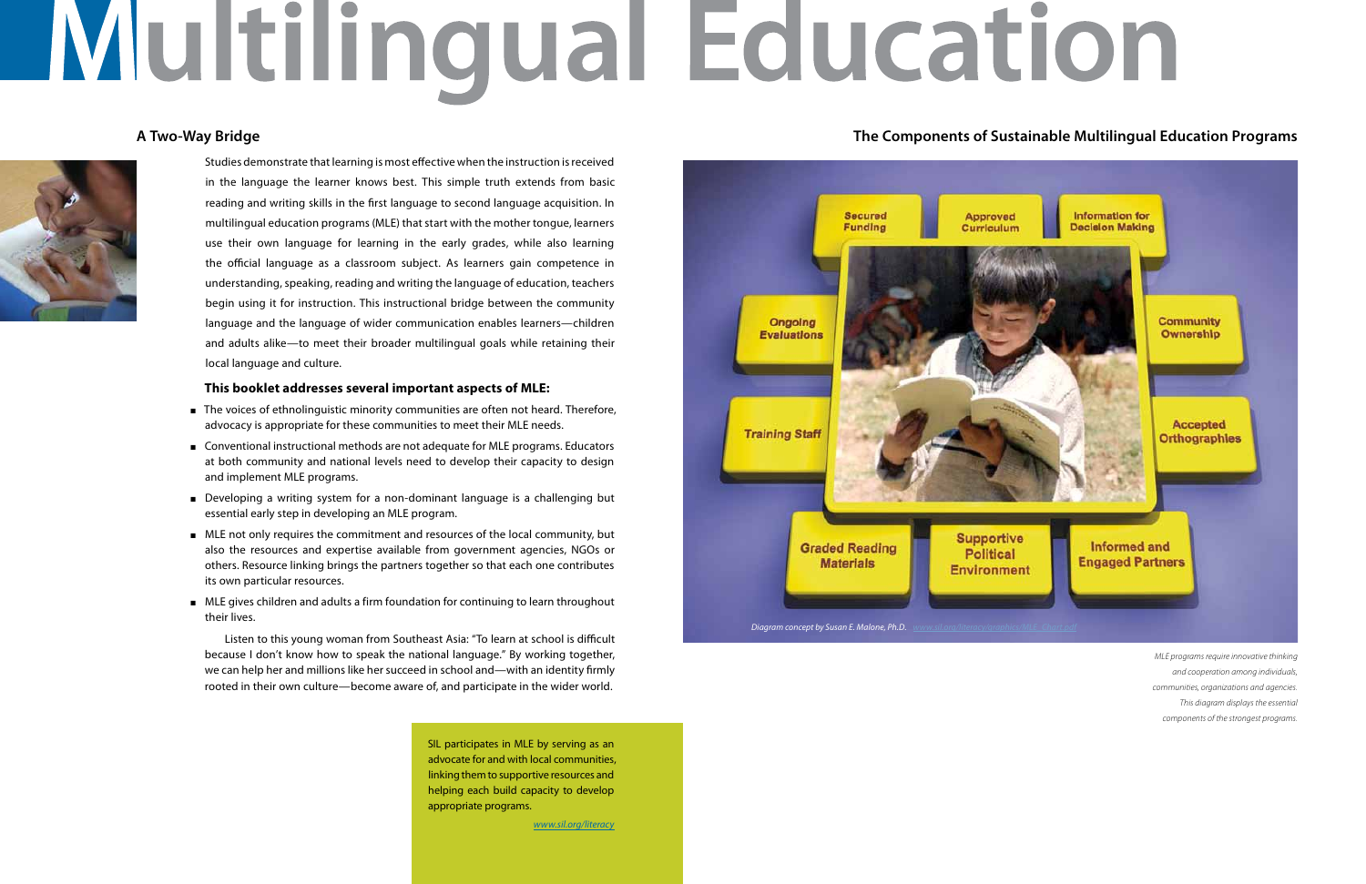# Multilingual Education

## A Two-Way Bridge

Studies demonstrate that learning is most effective when the instruction is received in the language the learner knows best. This simple truth extends from basic reading and writing skills in the first language to second language acquisition. In multilingual education programs (MLE) that start with the mother tongue, learners use their own language for learning in the early grades, while also learning the official language as a classroom subject. As learners gain competence in understanding, speaking, reading and writing the language of education, teachers begin using it for instruction. This instructional bridge between the community language and the language of wider communication enables learners—children and adults alike—to meet their broader multilingual goals while retaining their local language and culture.

**This booklet addresses several important aspects of MLE:**

- The voices of ethnolinguistic minority communities are often not heard. Therefore, advocacy is appropriate for these communities to meet their MLE needs.
- Conventional instructional methods are not adequate for MLE programs. Educators at both community and national levels need to develop their capacity to design and implement MLE programs.
- Developing a writing system for a non-dominant language is a challenging but essential early step in developing an MLE program.
- MLE not only requires the commitment and resources of the local community, but also the resources and expertise available from government agencies, NGOs or others. Resource linking brings the partners together so that each one contributes its own particular resources.
- MLE gives children and adults a firm foundation for continuing to learn throughout their lives.

Listen to this young woman from Southeast Asia: "To learn at school is difficult because I don't know how to speak the national language." By working together, we can help her and millions like her succeed in school and—with an identity firmly rooted in their own culture—become aware of, and participate in the wider world.

SIL participates in MLE by serving as an advocate for and with local communities, linking them to supportive resources and helping each build capacity to develop appropriate programs.

www.sil.org/literacy

## The Components of Sustainable Multilingual Education Programs

Secured Funding | Approved Curriculum | Information for Decision Making | Community Ownership | Accepted Orthographies | Informed and Engaged Partners | Supportive Political Environment | Graded Reading Materials | Training Staff | Ongoing Evaluations

*Diagram concept by Susan E. Malone, Ph.D.* www.sil.org/literacy/graphics/MLE_Chart.pdf

*MLE programs require innovative thinking and cooperation among individuals, communities, organizations and agencies. This diagram displays the essential components of the strongest programs.*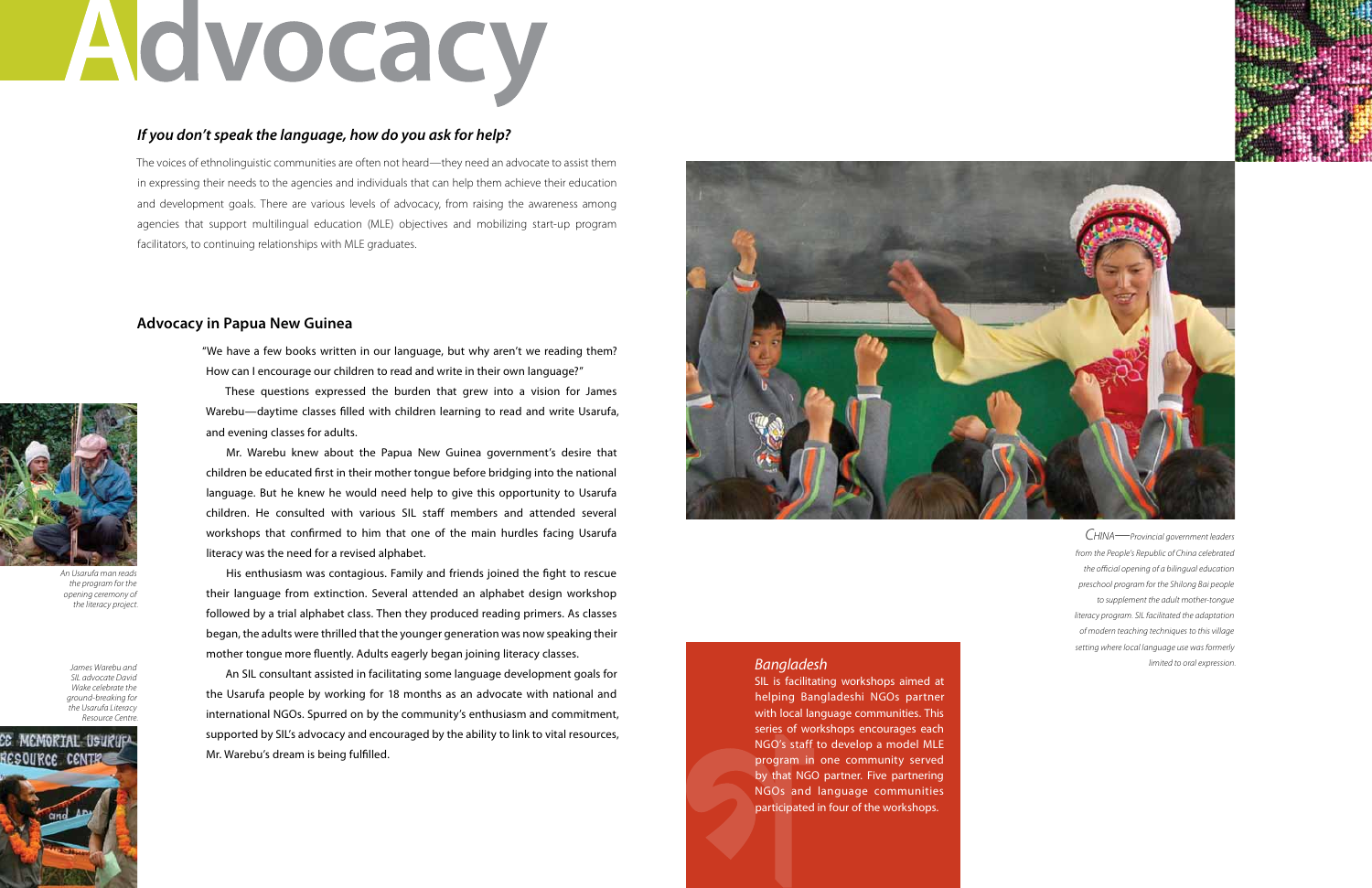# Advocacy

### *If you don't speak the language, how do you ask for help?*

The voices of ethnolinguistic communities are often not heard—they need an advocate to assist them in expressing their needs to the agencies and individuals that can help them achieve their education and development goals. There are various levels of advocacy, from raising the awareness among agencies that support multilingual education (MLE) objectives and mobilizing start-up program facilitators, to continuing relationships with MLE graduates.

## Advocacy in Papua New Guinea

"We have a few books written in our language, but why aren't we reading them? How can I encourage our children to read and write in their own language?"

These questions expressed the burden that grew into a vision for James Warebu—daytime classes filled with children learning to read and write Usarufa, and evening classes for adults.

Mr. Warebu knew about the Papua New Guinea government's desire that children be educated first in their mother tongue before bridging into the national language. But he knew he would need help to give this opportunity to Usarufa children. He consulted with various SIL staff members and attended several workshops that confirmed to him that one of the main hurdles facing Usarufa literacy was the need for a revised alphabet.

His enthusiasm was contagious. Family and friends joined the fight to rescue their language from extinction. Several attended an alphabet design workshop followed by a trial alphabet class. Then they produced reading primers. As classes began, the adults were thrilled that the younger generation was now speaking their mother tongue more fluently. Adults eagerly began joining literacy classes.

An SIL consultant assisted in facilitating some language development goals for the Usarufa people by working for 18 months as an advocate with national and international NGOs. Spurred on by the community's enthusiasm and commitment, supported by SIL's advocacy and encouraged by the ability to link to vital resources, Mr. Warebu's dream is being fulfilled.

*An Usarufa man reads the program for the opening ceremony of the literacy project.*

*James Warebu and SIL advocate David Wake celebrate the ground-breaking for the Usarufa Literacy Resource Centre.*

*CHINA—Provincial government leaders from the People's Republic of China celebrated the official opening of a bilingual education preschool program for the Shilong Bai people to supplement the adult mother-tongue literacy program. SIL facilitated the adaptation of modern teaching techniques to this village setting where local language use was formerly limited to oral expression.*

### *Bangladesh*

SIL is facilitating workshops aimed at helping Bangladeshi NGOs partner with local language communities. This series of workshops encourages each NGO's staff to develop a model MLE program in one community served by that NGO partner. Five partnering NGOs and language communities participated in four of the workshops.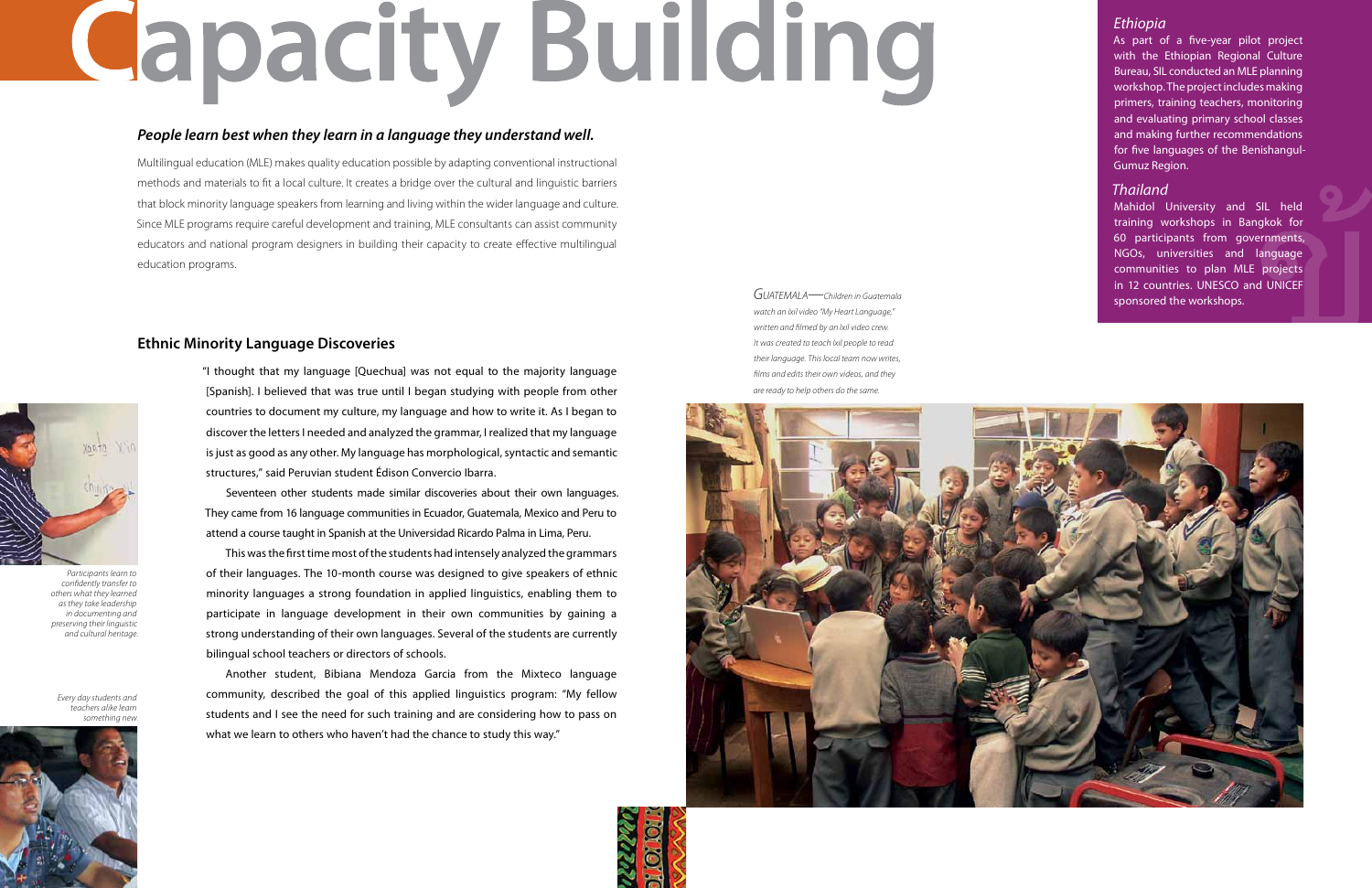# Capacity Building

***People learn best when they learn in a language they understand well.***

Multilingual education (MLE) makes quality education possible by adapting conventional instructional methods and materials to fit a local culture. It creates a bridge over the cultural and linguistic barriers that block minority language speakers from learning and living within the wider language and culture. Since MLE programs require careful development and training, MLE consultants can assist community educators and national program designers in building their capacity to create effective multilingual education programs.

## Ethnic Minority Language Discoveries

"I thought that my language [Quechua] was not equal to the majority language [Spanish]. I believed that was true until I began studying with people from other countries to document my culture, my language and how to write it. As I began to discover the letters I needed and analyzed the grammar, I realized that my language is just as good as any other. My language has morphological, syntactic and semantic structures," said Peruvian student Édison Convercio Ibarra.

Seventeen other students made similar discoveries about their own languages. They came from 16 language communities in Ecuador, Guatemala, Mexico and Peru to attend a course taught in Spanish at the Universidad Ricardo Palma in Lima, Peru.

This was the first time most of the students had intensely analyzed the grammars of their languages. The 10-month course was designed to give speakers of ethnic minority languages a strong foundation in applied linguistics, enabling them to participate in language development in their own communities by gaining a strong understanding of their own languages. Several of the students are currently bilingual school teachers or directors of schools.

Another student, Bibiana Mendoza Garcia from the Mixteco language community, described the goal of this applied linguistics program: "My fellow students and I see the need for such training and are considering how to pass on what we learn to others who haven't had the chance to study this way."

*Participants learn to confidently transfer to others what they learned as they take leadership in documenting and preserving their linguistic and cultural heritage.*

*Every day students and teachers alike learn something new.*

*GUATEMALA—Children in Guatemala watch an Ixil video "My Heart Language," written and filmed by an Ixil video crew. It was created to teach Ixil people to read their language. This local team now writes, films and edits their own videos, and they are ready to help others do the same.*

### *Ethiopia*

As part of a five-year pilot project with the Ethiopian Regional Culture Bureau, SIL conducted an MLE planning workshop. The project includes making primers, training teachers, monitoring and evaluating primary school classes and making further recommendations for five languages of the Benishangul-Gumuz Region.

### *Thailand*

Mahidol University and SIL held training workshops in Bangkok for 60 participants from governments, NGOs, universities and language communities to plan MLE projects in 12 countries. UNESCO and UNICEF sponsored the workshops.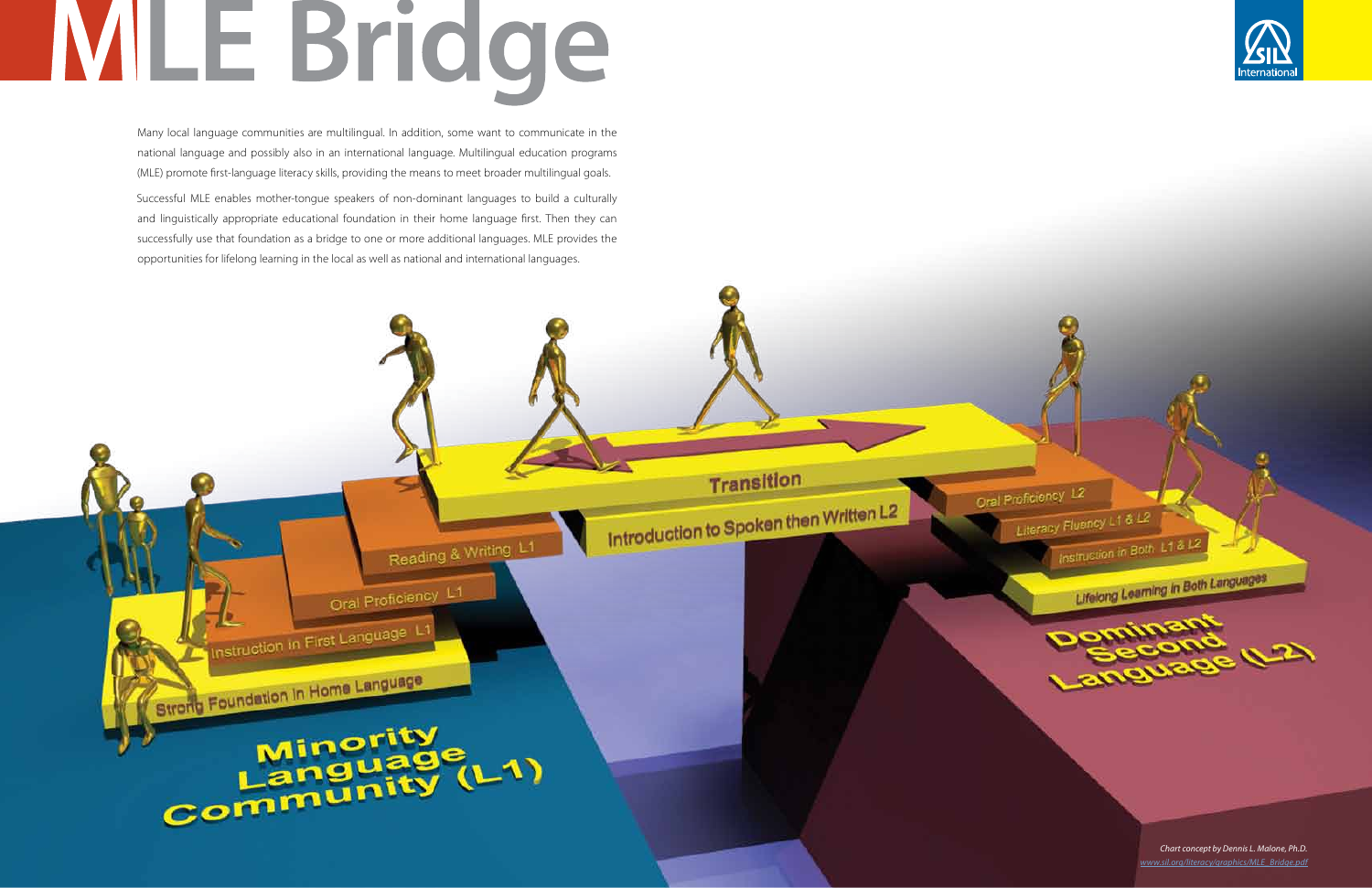# MLE Bridge

Many local language communities are multilingual. In addition, some want to communicate in the national language and possibly also in an international language. Multilingual education programs (MLE) promote first-language literacy skills, providing the means to meet broader multilingual goals.

Successful MLE enables mother-tongue speakers of non-dominant languages to build a culturally and linguistically appropriate educational foundation in their home language first. Then they can successfully use that foundation as a bridge to one or more additional languages. MLE provides the opportunities for lifelong learning in the local as well as national and international languages.

Minority Language Community (L1)

- Strong Foundation in Home Language
- Instruction in First Language L1
- Oral Proficiency L1
- Reading & Writing L1

Transition

Introduction to Spoken then Written L2

Dominant Second Language (L2)

- Oral Proficiency L2
- Literacy Fluency L1 & L2
- Instruction in Both L1 & L2
- Lifelong Learning in Both Languages

*Chart concept by Dennis L. Malone, Ph.D.*
*www.sil.org/literacy/graphics/MLE_Bridge.pdf*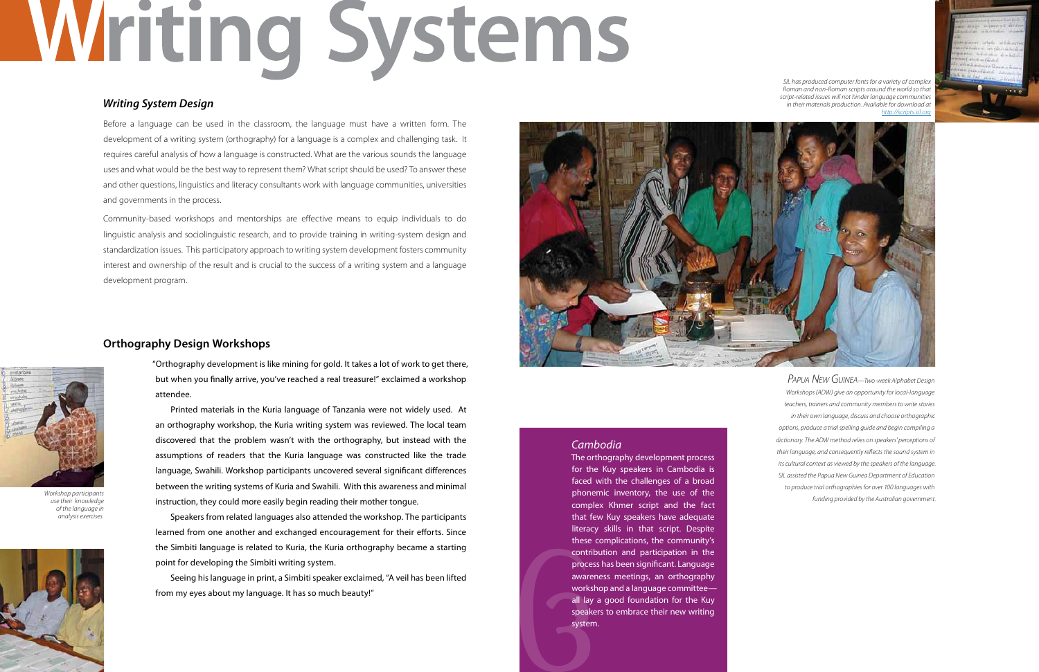# Writing Systems

### *Writing System Design*

Before a language can be used in the classroom, the language must have a written form. The development of a writing system (orthography) for a language is a complex and challenging task. It requires careful analysis of how a language is constructed. What are the various sounds the language uses and what would be the best way to represent them? What script should be used? To answer these and other questions, linguistics and literacy consultants work with language communities, universities and governments in the process.

Community-based workshops and mentorships are effective means to equip individuals to do linguistic analysis and sociolinguistic research, and to provide training in writing-system design and standardization issues. This participatory approach to writing system development fosters community interest and ownership of the result and is crucial to the success of a writing system and a language development program.

*SIL has produced computer fonts for a variety of complex Roman and non-Roman scripts around the world so that script-related issues will not hinder language communities in their materials production. Available for download at http://scripts.sil.org*

### Orthography Design Workshops

"Orthography development is like mining for gold. It takes a lot of work to get there, but when you finally arrive, you've reached a real treasure!" exclaimed a workshop attendee.

Printed materials in the Kuria language of Tanzania were not widely used. At an orthography workshop, the Kuria writing system was reviewed. The local team discovered that the problem wasn't with the orthography, but instead with the assumptions of readers that the Kuria language was constructed like the trade language, Swahili. Workshop participants uncovered several significant differences between the writing systems of Kuria and Swahili. With this awareness and minimal instruction, they could more easily begin reading their mother tongue.

Speakers from related languages also attended the workshop. The participants learned from one another and exchanged encouragement for their efforts. Since the Simbiti language is related to Kuria, the Kuria orthography became a starting point for developing the Simbiti writing system.

Seeing his language in print, a Simbiti speaker exclaimed, "A veil has been lifted from my eyes about my language. It has so much beauty!"

*Workshop participants use their knowledge of the language in analysis exercises.*

*PAPUA NEW GUINEA—Two-week Alphabet Design Workshops (ADW) give an opportunity for local-language teachers, trainers and community members to write stories in their own language, discuss and choose orthographic options, produce a trial spelling guide and begin compiling a dictionary. The ADW method relies on speakers' perceptions of their language, and consequently reflects the sound system in its cultural context as viewed by the speakers of the language. SIL assisted the Papua New Guinea Department of Education to produce trial orthographies for over 100 languages with funding provided by the Australian government.*

### *Cambodia*

The orthography development process for the Kuy speakers in Cambodia is faced with the challenges of a broad phonemic inventory, the use of the complex Khmer script and the fact that few Kuy speakers have adequate literacy skills in that script. Despite these complications, the community's contribution and participation in the process has been significant. Language awareness meetings, an orthography workshop and a language committee—all lay a good foundation for the Kuy speakers to embrace their new writing system.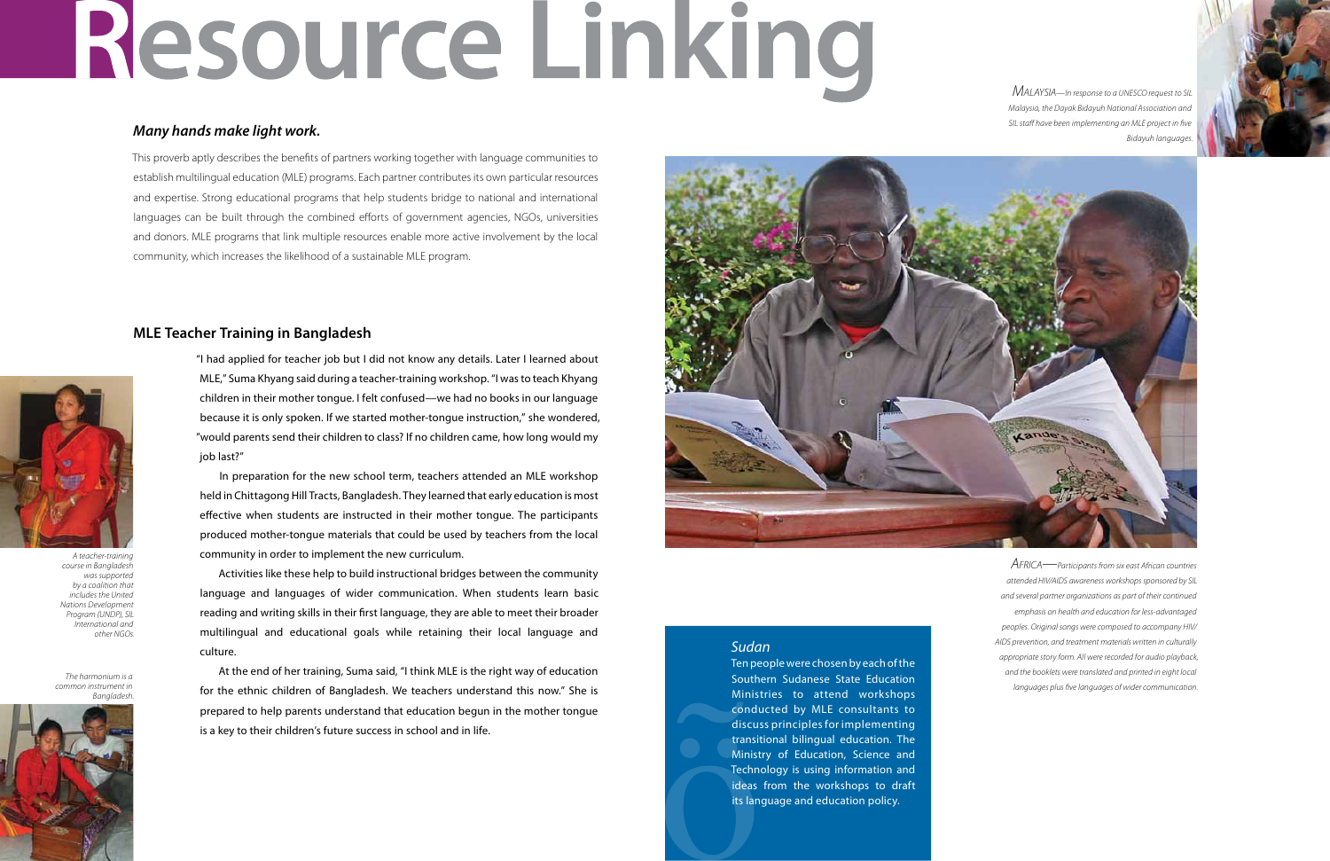# Resource Linking

***Many hands make light work.***

This proverb aptly describes the benefits of partners working together with language communities to establish multilingual education (MLE) programs. Each partner contributes its own particular resources and expertise. Strong educational programs that help students bridge to national and international languages can be built through the combined efforts of government agencies, NGOs, universities and donors. MLE programs that link multiple resources enable more active involvement by the local community, which increases the likelihood of a sustainable MLE program.

## MLE Teacher Training in Bangladesh

"I had applied for teacher job but I did not know any details. Later I learned about MLE," Suma Khyang said during a teacher-training workshop. "I was to teach Khyang children in their mother tongue. I felt confused—we had no books in our language because it is only spoken. If we started mother-tongue instruction," she wondered, "would parents send their children to class? If no children came, how long would my job last?"

In preparation for the new school term, teachers attended an MLE workshop held in Chittagong Hill Tracts, Bangladesh. They learned that early education is most effective when students are instructed in their mother tongue. The participants produced mother-tongue materials that could be used by teachers from the local community in order to implement the new curriculum.

Activities like these help to build instructional bridges between the community language and languages of wider communication. When students learn basic reading and writing skills in their first language, they are able to meet their broader multilingual and educational goals while retaining their local language and culture.

At the end of her training, Suma said, "I think MLE is the right way of education for the ethnic children of Bangladesh. We teachers understand this now." She is prepared to help parents understand that education begun in the mother tongue is a key to their children's future success in school and in life.

*A teacher-training course in Bangladesh was supported by a coalition that includes the United Nations Development Program (UNDP), SIL International and other NGOs.*

*The harmonium is a common instrument in Bangladesh.*

*MALAYSIA—In response to a UNESCO request to SIL Malaysia, the Dayak Bidayuh National Association and SIL staff have been implementing an MLE project in five Bidayuh languages.*

*AFRICA—Participants from six east African countries attended HIV/AIDS awareness workshops sponsored by SIL and several partner organizations as part of their continued emphasis on health and education for less-advantaged peoples. Original songs were composed to accompany HIV/AIDS prevention, and treatment materials written in culturally appropriate story form. All were recorded for audio playback, and the booklets were translated and printed in eight local languages plus five languages of wider communication.*

### *Sudan*

Ten people were chosen by each of the Southern Sudanese State Education Ministries to attend workshops conducted by MLE consultants to discuss principles for implementing transitional bilingual education. The Ministry of Education, Science and Technology is using information and ideas from the workshops to draft its language and education policy.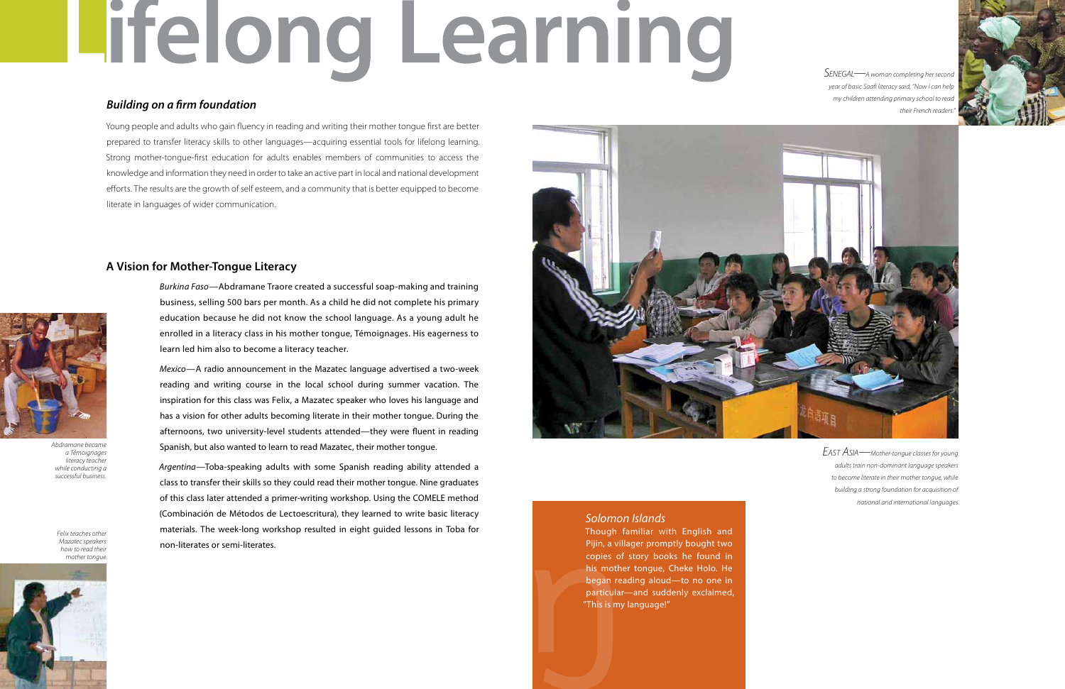# Lifelong Learning

### *Building on a firm foundation*

Young people and adults who gain fluency in reading and writing their mother tongue first are better prepared to transfer literacy skills to other languages—acquiring essential tools for lifelong learning. Strong mother-tongue-first education for adults enables members of communities to access the knowledge and information they need in order to take an active part in local and national development efforts. The results are the growth of self esteem, and a community that is better equipped to become literate in languages of wider communication.

## A Vision for Mother-Tongue Literacy

*Burkina Faso*—Abdramane Traore created a successful soap-making and training business, selling 500 bars per month. As a child he did not complete his primary education because he did not know the school language. As a young adult he enrolled in a literacy class in his mother tongue, Témoignages. His eagerness to learn led him also to become a literacy teacher.

*Abdramane became a Témoignages literacy teacher while conducting a successful business.*

*Mexico*—A radio announcement in the Mazatec language advertised a two-week reading and writing course in the local school during summer vacation. The inspiration for this class was Felix, a Mazatec speaker who loves his language and has a vision for other adults becoming literate in their mother tongue. During the afternoons, two university-level students attended—they were fluent in reading Spanish, but also wanted to learn to read Mazatec, their mother tongue.

*Felix teaches other Mazatec speakers how to read their mother tongue.*

*Argentina*—Toba-speaking adults with some Spanish reading ability attended a class to transfer their skills so they could read their mother tongue. Nine graduates of this class later attended a primer-writing workshop. Using the COMELE method (Combinación de Métodos de Lectoescritura), they learned to write basic literacy materials. The week-long workshop resulted in eight guided lessons in Toba for non-literates or semi-literates.

*SENEGAL—A woman completing her second year of basic Saafi literacy said, "Now I can help my children attending primary school to read their French readers."*

*EAST ASIA—Mother-tongue classes for young adults train non-dominant language speakers to become literate in their mother tongue, while building a strong foundation for acquisition of national and international languages.*

### *Solomon Islands*

Though familiar with English and Pijin, a villager promptly bought two copies of story books he found in his mother tongue, Cheke Holo. He began reading aloud—to no one in particular—and suddenly exclaimed, "This is my language!"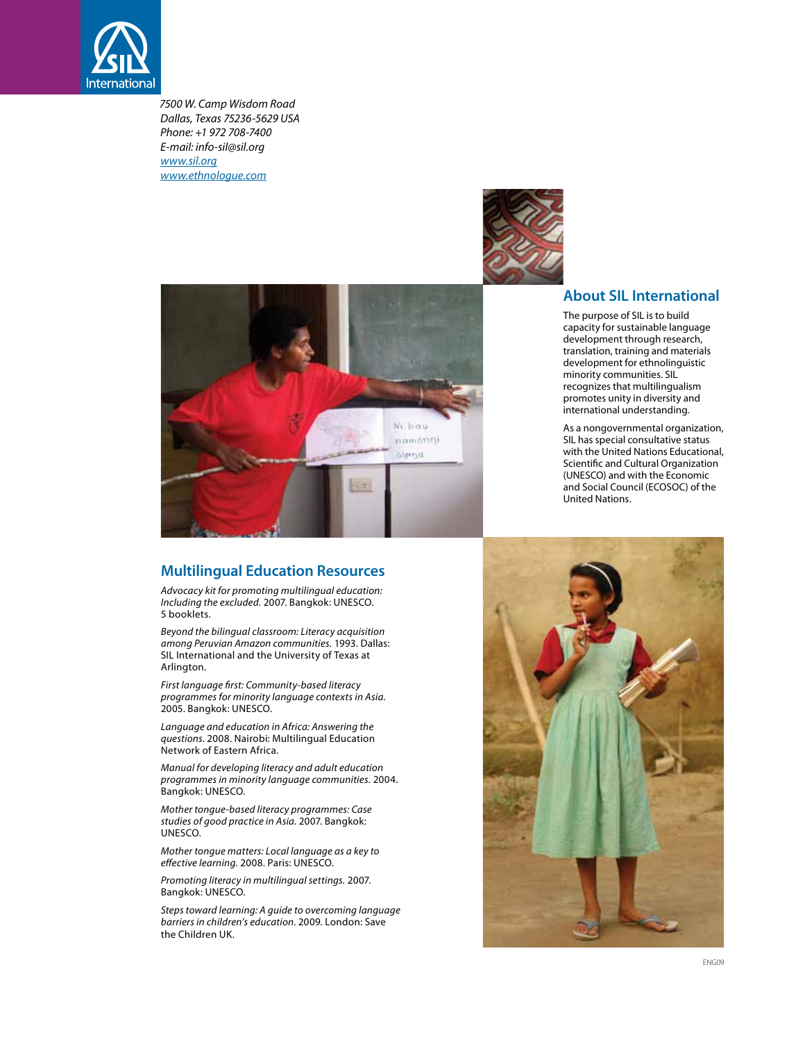7500 W. Camp Wisdom Road
Dallas, Texas 75236-5629 USA
Phone: +1 972 708-7400
E-mail: info-sil@sil.org
www.sil.org
www.ethnologue.com

## About SIL International

The purpose of SIL is to build capacity for sustainable language development through research, translation, training and materials development for ethnolinguistic minority communities. SIL recognizes that multilingualism promotes unity in diversity and international understanding.

As a nongovernmental organization, SIL has special consultative status with the United Nations Educational, Scientific and Cultural Organization (UNESCO) and with the Economic and Social Council (ECOSOC) of the United Nations.

## Multilingual Education Resources

*Advocacy kit for promoting multilingual education: Including the excluded.* 2007. Bangkok: UNESCO. 5 booklets.

*Beyond the bilingual classroom: Literacy acquisition among Peruvian Amazon communities.* 1993. Dallas: SIL International and the University of Texas at Arlington.

*First language first: Community-based literacy programmes for minority language contexts in Asia.* 2005. Bangkok: UNESCO.

*Language and education in Africa: Answering the questions.* 2008. Nairobi: Multilingual Education Network of Eastern Africa.

*Manual for developing literacy and adult education programmes in minority language communities.* 2004. Bangkok: UNESCO.

*Mother tongue-based literacy programmes: Case studies of good practice in Asia.* 2007. Bangkok: UNESCO.

*Mother tongue matters: Local language as a key to effective learning.* 2008. Paris: UNESCO.

*Promoting literacy in multilingual settings.* 2007. Bangkok: UNESCO.

*Steps toward learning: A guide to overcoming language barriers in children's education.* 2009. London: Save the Children UK.

ENG09